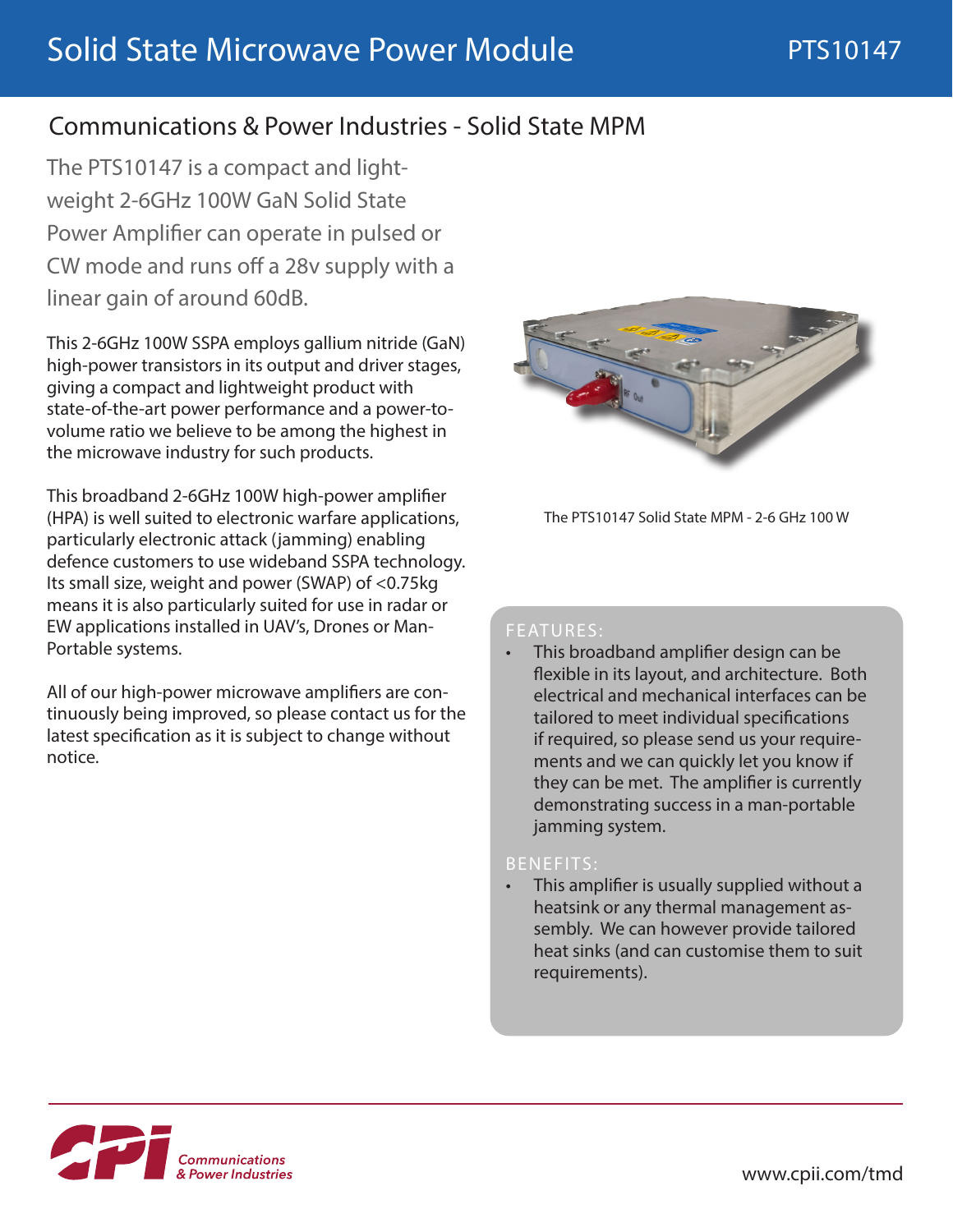# Solid State Microwave Power Module

PTS10147

## Communications & Power Industries - Solid State MPM

The PTS10147 is a compact and light-weight 2-6GHz 100W GaN Solid State Power Amplifier can operate in pulsed or CW mode and runs off a 28v supply with a linear gain of around 60dB.

This 2-6GHz 100W SSPA employs gallium nitride (GaN) high-power transistors in its output and driver stages, giving a compact and lightweight product with state-of-the-art power performance and a power-to-volume ratio we believe to be among the highest in the microwave industry for such products.

This broadband 2-6GHz 100W high-power amplifier (HPA) is well suited to electronic warfare applications, particularly electronic attack (jamming) enabling defence customers to use wideband SSPA technology. Its small size, weight and power (SWAP) of <0.75kg means it is also particularly suited for use in radar or EW applications installed in UAV's, Drones or Man-Portable systems.

All of our high-power microwave amplifiers are continuously being improved, so please contact us for the latest specification as it is subject to change without notice.

The PTS10147 Solid State MPM - 2-6 GHz 100 W

### FEATURES:

- This broadband amplifier design can be flexible in its layout, and architecture. Both electrical and mechanical interfaces can be tailored to meet individual specifications if required, so please send us your requirements and we can quickly let you know if they can be met. The amplifier is currently demonstrating success in a man-portable jamming system.

### BENEFITS:

- This amplifier is usually supplied without a heatsink or any thermal management assembly. We can however provide tailored heat sinks (and can customise them to suit requirements).

CPI Communications & Power Industries

www.cpii.com/tmd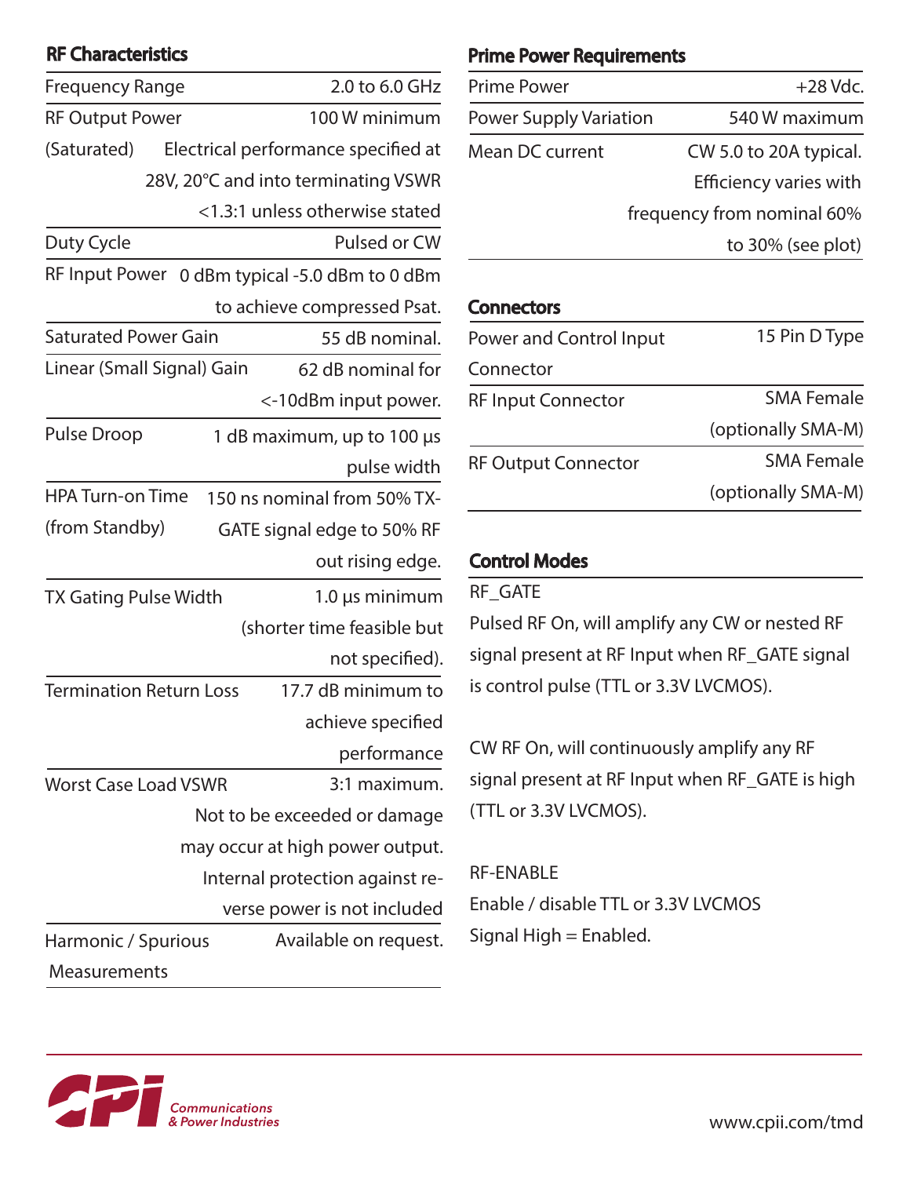## RF Characteristics

| | |
|---|---|
| Frequency Range | 2.0 to 6.0 GHz |
| RF Output Power (Saturated) | 100 W minimum<br>Electrical performance specified at 28V, 20°C and into terminating VSWR <1.3:1 unless otherwise stated |
| Duty Cycle | Pulsed or CW |
| RF Input Power | 0 dBm typical -5.0 dBm to 0 dBm to achieve compressed Psat. |
| Saturated Power Gain | 55 dB nominal. |
| Linear (Small Signal) Gain | 62 dB nominal for <-10dBm input power. |
| Pulse Droop | 1 dB maximum, up to 100 µs pulse width |
| HPA Turn-on Time (from Standby) | 150 ns nominal from 50% TX-GATE signal edge to 50% RF out rising edge. |
| TX Gating Pulse Width | 1.0 µs minimum (shorter time feasible but not specified). |
| Termination Return Loss | 17.7 dB minimum to achieve specified performance |
| Worst Case Load VSWR | 3:1 maximum. Not to be exceeded or damage may occur at high power output. Internal protection against reverse power is not included |
| Harmonic / Spurious Measurements | Available on request. |

## Prime Power Requirements

| | |
|---|---|
| Prime Power | +28 Vdc. |
| Power Supply Variation | 540 W maximum |
| Mean DC current | CW 5.0 to 20A typical. Efficiency varies with frequency from nominal 60% to 30% (see plot) |

## Connectors

| | |
|---|---|
| Power and Control Input Connector | 15 Pin D Type |
| RF Input Connector | SMA Female (optionally SMA-M) |
| RF Output Connector | SMA Female (optionally SMA-M) |

## Control Modes

RF_GATE

Pulsed RF On, will amplify any CW or nested RF signal present at RF Input when RF_GATE signal is control pulse (TTL or 3.3V LVCMOS).

CW RF On, will continuously amplify any RF signal present at RF Input when RF_GATE is high (TTL or 3.3V LVCMOS).

RF-ENABLE

Enable / disable TTL or 3.3V LVCMOS Signal High = Enabled.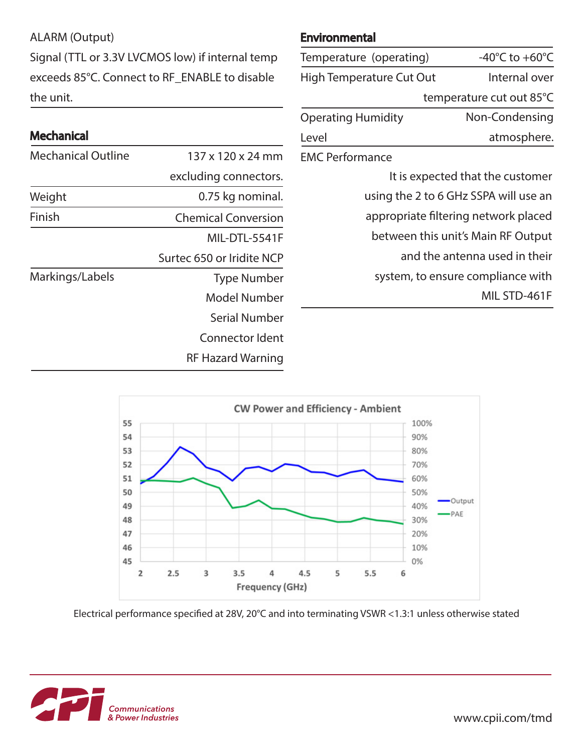ALARM (Output)

Signal (TTL or 3.3V LVCMOS low) if internal temp exceeds 85°C. Connect to RF_ENABLE to disable the unit.

## Mechanical

| | |
|---|---|
| Mechanical Outline | 137 x 120 x 24 mm excluding connectors. |
| Weight | 0.75 kg nominal. |
| Finish | Chemical Conversion MIL-DTL-5541F Surtec 650 or Iridite NCP |
| Markings/Labels | Type Number<br>Model Number<br>Serial Number<br>Connector Ident<br>RF Hazard Warning |

## Environmental

| | |
|---|---|
| Temperature (operating) | -40°C to +60°C |
| High Temperature Cut Out | Internal over temperature cut out 85°C |
| Operating Humidity Level | Non-Condensing atmosphere. |
| EMC Performance | It is expected that the customer using the 2 to 6 GHz SSPA will use an appropriate filtering network placed between this unit's Main RF Output and the antenna used in their system, to ensure compliance with MIL STD-461F |

**CW Power and Efficiency - Ambient**

Electrical performance specified at 28V, 20°C and into terminating VSWR <1.3:1 unless otherwise stated

www.cpii.com/tmd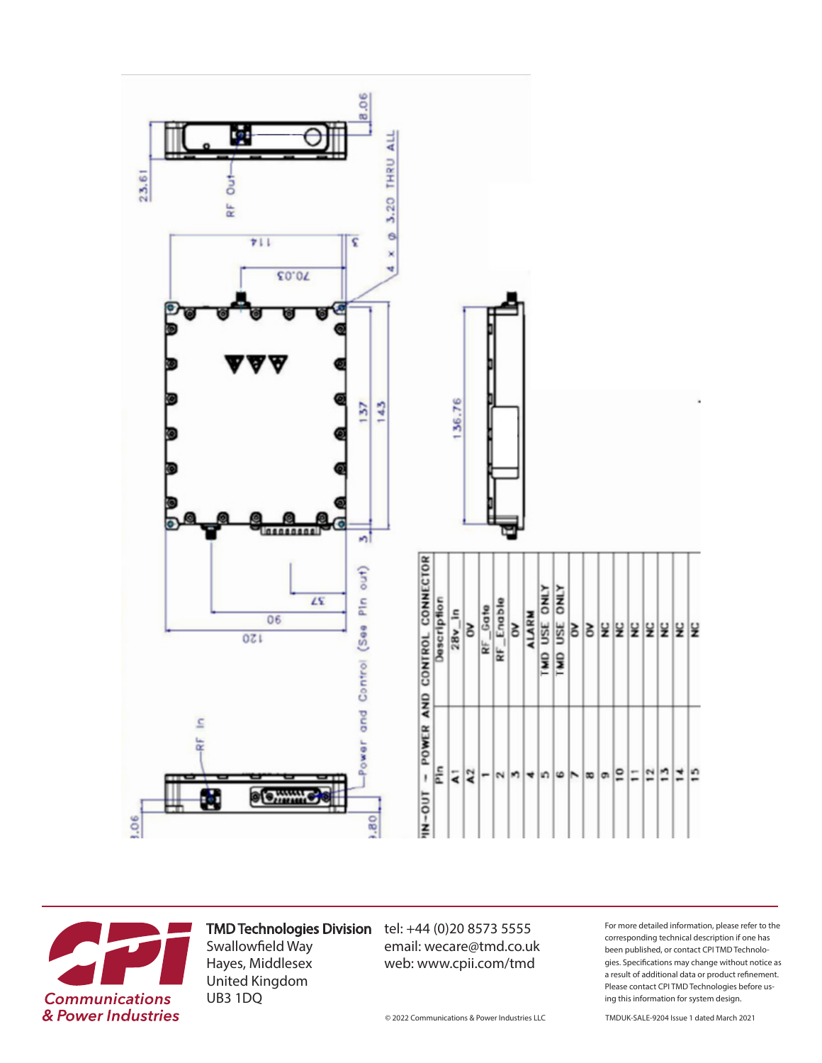23.61

8.06

RF Out

4 x Ø 3.20 THRU ALL

114

70.03

5

137

143

136.76

3

57

90

120

RF In

Power and Control (See Pin out)

8.06

9.80

| PIN-OUT – POWER AND CONTROL CONNECTOR | |
|---|---|
| Pin | Description |
| A1 | 28v_In |
| A2 | 0V |
| 1 | RF_Gate |
| 2 | RF_Enable |
| 3 | 0V |
| 4 | ALARM |
| 5 | TMD USE ONLY |
| 6 | TMD USE ONLY |
| 7 | 0V |
| 8 | 0V |
| 9 | NC |
| 10 | NC |
| 11 | NC |
| 12 | NC |
| 13 | NC |
| 14 | NC |
| 15 | NC |

Communications & Power Industries

**TMD Technologies Division**
Swallowfield Way
Hayes, Middlesex
United Kingdom
UB3 1DQ

tel: +44 (0)20 8573 5555
email: wecare@tmd.co.uk
web: www.cpii.com/tmd

For more detailed information, please refer to the corresponding technical description if one has been published, or contact CPI TMD Technologies. Specifications may change without notice as a result of additional data or product refinement. Please contact CPI TMD Technologies before using this information for system design.

© 2022 Communications & Power Industries LLC

TMDUK-SALE-9204 Issue 1 dated March 2021